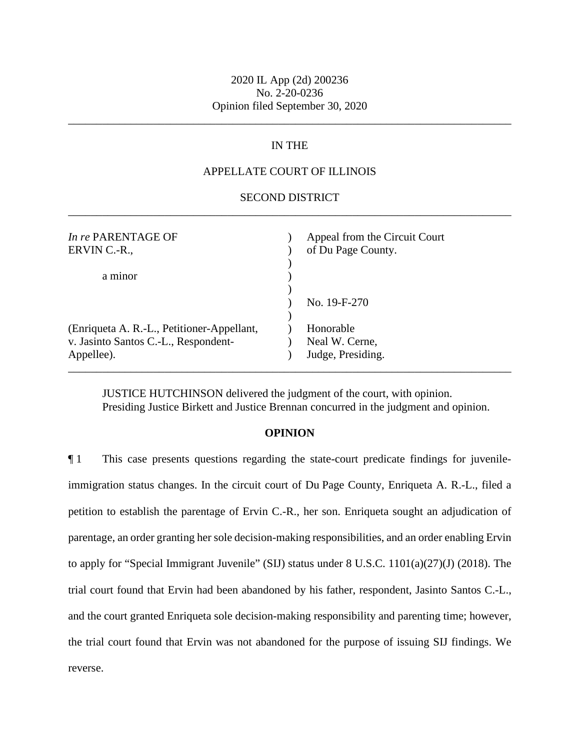2020 IL App (2d) 200236
No. 2-20-0236
Opinion filed September 30, 2020

---

IN THE

APPELLATE COURT OF ILLINOIS

SECOND DISTRICT

---

| | | |
|---|---|---|
| *In re* PARENTAGE OF ERVIN C.-R., | ) | Appeal from the Circuit Court of Du Page County. |
| a minor | ) | |
| | ) | No. 19-F-270 |
| (Enriqueta A. R.-L., Petitioner-Appellant, v. Jasinto Santos C.-L., Respondent-Appellee). | ) | Honorable Neal W. Cerne, Judge, Presiding. |

---

JUSTICE HUTCHINSON delivered the judgment of the court, with opinion.
Presiding Justice Birkett and Justice Brennan concurred in the judgment and opinion.

**OPINION**

¶ 1 This case presents questions regarding the state-court predicate findings for juvenile-immigration status changes. In the circuit court of Du Page County, Enriqueta A. R.-L., filed a petition to establish the parentage of Ervin C.-R., her son. Enriqueta sought an adjudication of parentage, an order granting her sole decision-making responsibilities, and an order enabling Ervin to apply for "Special Immigrant Juvenile" (SIJ) status under 8 U.S.C. 1101(a)(27)(J) (2018). The trial court found that Ervin had been abandoned by his father, respondent, Jasinto Santos C.-L., and the court granted Enriqueta sole decision-making responsibility and parenting time; however, the trial court found that Ervin was not abandoned for the purpose of issuing SIJ findings. We reverse.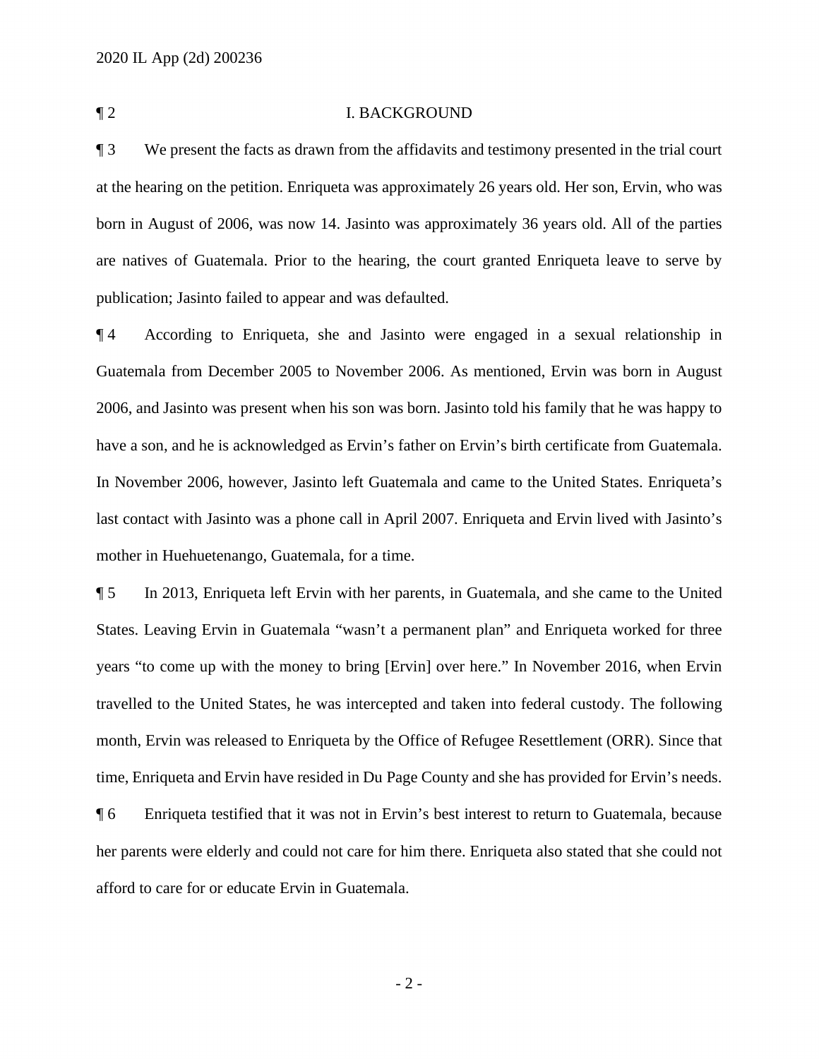¶ 2 I. BACKGROUND

¶ 3 We present the facts as drawn from the affidavits and testimony presented in the trial court at the hearing on the petition. Enriqueta was approximately 26 years old. Her son, Ervin, who was born in August of 2006, was now 14. Jasinto was approximately 36 years old. All of the parties are natives of Guatemala. Prior to the hearing, the court granted Enriqueta leave to serve by publication; Jasinto failed to appear and was defaulted.

¶ 4 According to Enriqueta, she and Jasinto were engaged in a sexual relationship in Guatemala from December 2005 to November 2006. As mentioned, Ervin was born in August 2006, and Jasinto was present when his son was born. Jasinto told his family that he was happy to have a son, and he is acknowledged as Ervin's father on Ervin's birth certificate from Guatemala. In November 2006, however, Jasinto left Guatemala and came to the United States. Enriqueta's last contact with Jasinto was a phone call in April 2007. Enriqueta and Ervin lived with Jasinto's mother in Huehuetenango, Guatemala, for a time.

¶ 5 In 2013, Enriqueta left Ervin with her parents, in Guatemala, and she came to the United States. Leaving Ervin in Guatemala "wasn't a permanent plan" and Enriqueta worked for three years "to come up with the money to bring [Ervin] over here." In November 2016, when Ervin travelled to the United States, he was intercepted and taken into federal custody. The following month, Ervin was released to Enriqueta by the Office of Refugee Resettlement (ORR). Since that time, Enriqueta and Ervin have resided in Du Page County and she has provided for Ervin's needs.

¶ 6 Enriqueta testified that it was not in Ervin's best interest to return to Guatemala, because her parents were elderly and could not care for him there. Enriqueta also stated that she could not afford to care for or educate Ervin in Guatemala.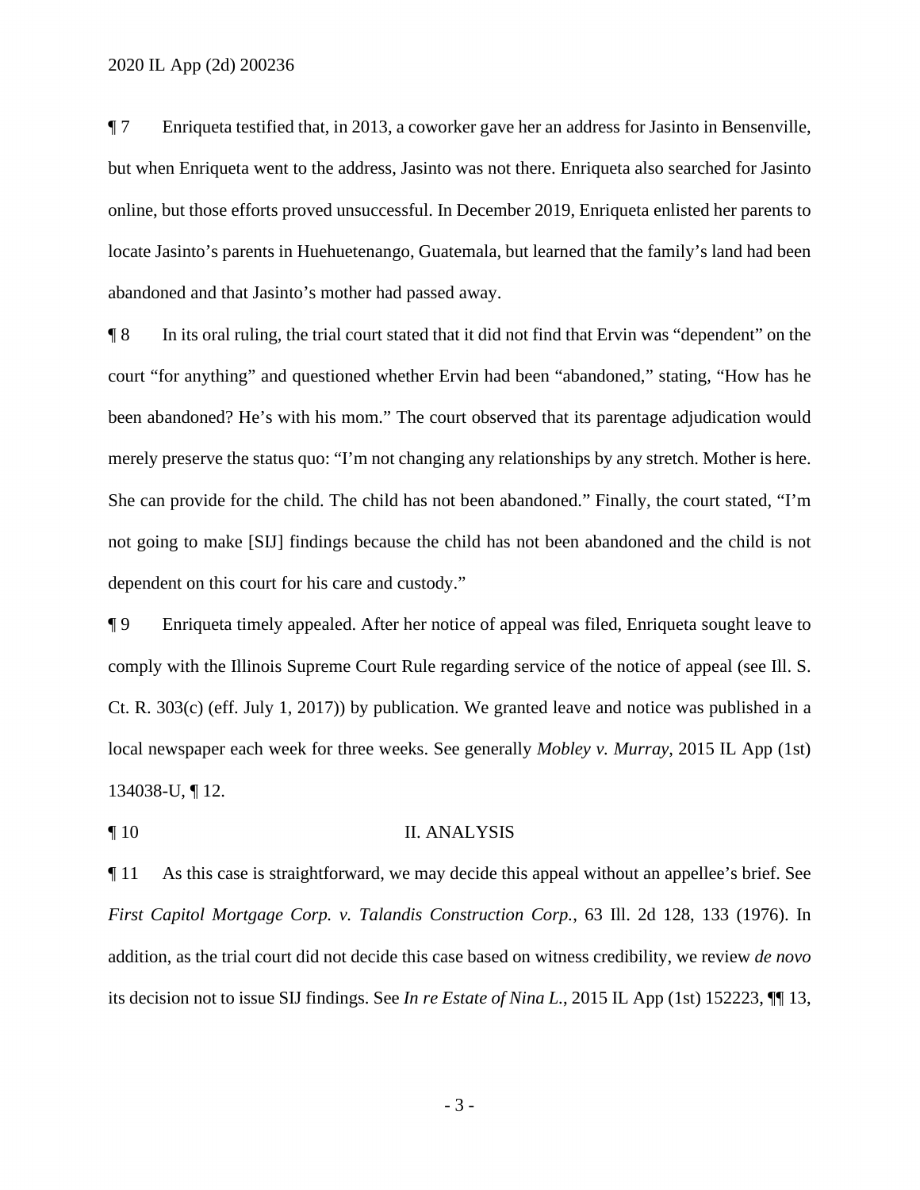¶ 7 Enriqueta testified that, in 2013, a coworker gave her an address for Jasinto in Bensenville, but when Enriqueta went to the address, Jasinto was not there. Enriqueta also searched for Jasinto online, but those efforts proved unsuccessful. In December 2019, Enriqueta enlisted her parents to locate Jasinto's parents in Huehuetenango, Guatemala, but learned that the family's land had been abandoned and that Jasinto's mother had passed away.

¶ 8 In its oral ruling, the trial court stated that it did not find that Ervin was "dependent" on the court "for anything" and questioned whether Ervin had been "abandoned," stating, "How has he been abandoned? He's with his mom." The court observed that its parentage adjudication would merely preserve the status quo: "I'm not changing any relationships by any stretch. Mother is here. She can provide for the child. The child has not been abandoned." Finally, the court stated, "I'm not going to make [SIJ] findings because the child has not been abandoned and the child is not dependent on this court for his care and custody."

¶ 9 Enriqueta timely appealed. After her notice of appeal was filed, Enriqueta sought leave to comply with the Illinois Supreme Court Rule regarding service of the notice of appeal (see Ill. S. Ct. R. 303(c) (eff. July 1, 2017)) by publication. We granted leave and notice was published in a local newspaper each week for three weeks. See generally *Mobley v. Murray*, 2015 IL App (1st) 134038-U, ¶ 12.

## ¶ 10 II. ANALYSIS

¶ 11 As this case is straightforward, we may decide this appeal without an appellee's brief. See *First Capitol Mortgage Corp. v. Talandis Construction Corp.*, 63 Ill. 2d 128, 133 (1976). In addition, as the trial court did not decide this case based on witness credibility, we review *de novo* its decision not to issue SIJ findings. See *In re Estate of Nina L.*, 2015 IL App (1st) 152223, ¶¶ 13,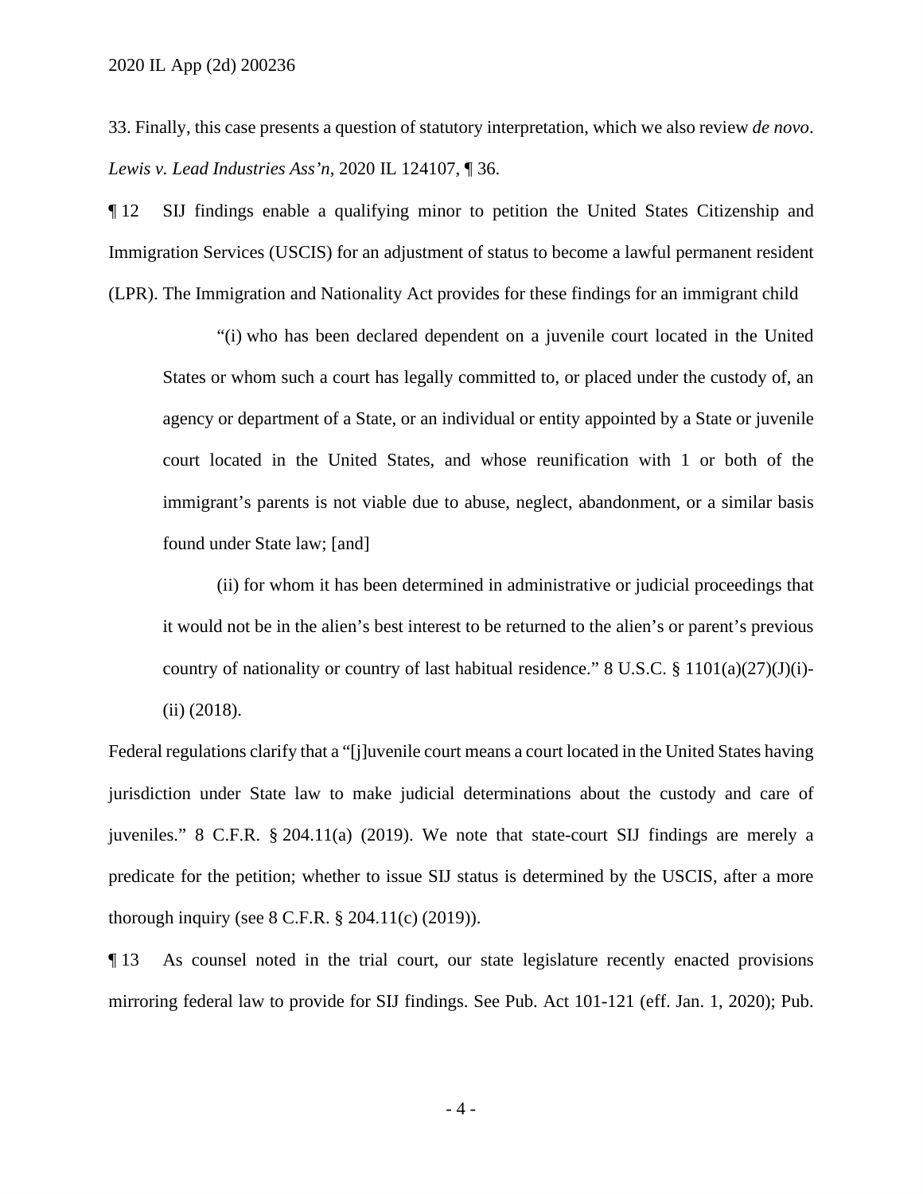33. Finally, this case presents a question of statutory interpretation, which we also review *de novo*. *Lewis v. Lead Industries Ass'n*, 2020 IL 124107, ¶ 36.

¶ 12 SIJ findings enable a qualifying minor to petition the United States Citizenship and Immigration Services (USCIS) for an adjustment of status to become a lawful permanent resident (LPR). The Immigration and Nationality Act provides for these findings for an immigrant child

> "(i) who has been declared dependent on a juvenile court located in the United States or whom such a court has legally committed to, or placed under the custody of, an agency or department of a State, or an individual or entity appointed by a State or juvenile court located in the United States, and whose reunification with 1 or both of the immigrant's parents is not viable due to abuse, neglect, abandonment, or a similar basis found under State law; [and]
>
> (ii) for whom it has been determined in administrative or judicial proceedings that it would not be in the alien's best interest to be returned to the alien's or parent's previous country of nationality or country of last habitual residence." 8 U.S.C. § 1101(a)(27)(J)(i)-(ii) (2018).

Federal regulations clarify that a "[j]uvenile court means a court located in the United States having jurisdiction under State law to make judicial determinations about the custody and care of juveniles." 8 C.F.R. § 204.11(a) (2019). We note that state-court SIJ findings are merely a predicate for the petition; whether to issue SIJ status is determined by the USCIS, after a more thorough inquiry (see 8 C.F.R. § 204.11(c) (2019)).

¶ 13 As counsel noted in the trial court, our state legislature recently enacted provisions mirroring federal law to provide for SIJ findings. See Pub. Act 101-121 (eff. Jan. 1, 2020); Pub.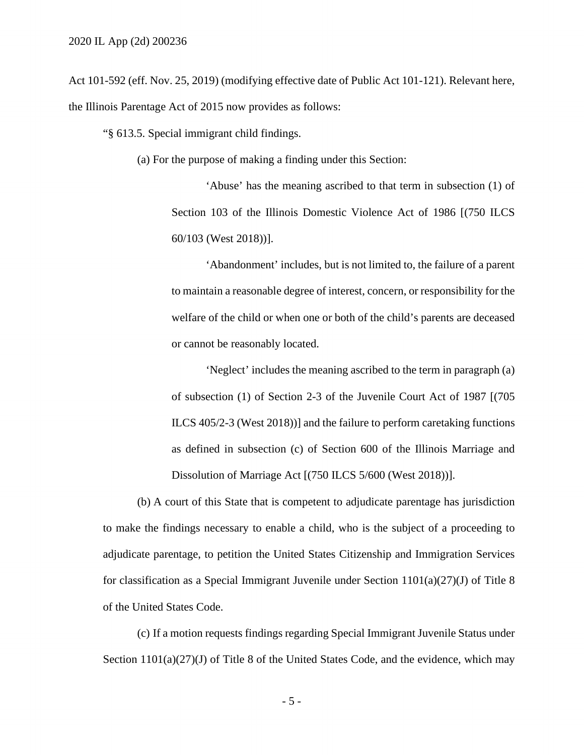Act 101-592 (eff. Nov. 25, 2019) (modifying effective date of Public Act 101-121). Relevant here, the Illinois Parentage Act of 2015 now provides as follows:

"§ 613.5. Special immigrant child findings.

(a) For the purpose of making a finding under this Section:

> 'Abuse' has the meaning ascribed to that term in subsection (1) of Section 103 of the Illinois Domestic Violence Act of 1986 [(750 ILCS 60/103 (West 2018))].
>
> 'Abandonment' includes, but is not limited to, the failure of a parent to maintain a reasonable degree of interest, concern, or responsibility for the welfare of the child or when one or both of the child's parents are deceased or cannot be reasonably located.
>
> 'Neglect' includes the meaning ascribed to the term in paragraph (a) of subsection (1) of Section 2-3 of the Juvenile Court Act of 1987 [(705 ILCS 405/2-3 (West 2018))] and the failure to perform caretaking functions as defined in subsection (c) of Section 600 of the Illinois Marriage and Dissolution of Marriage Act [(750 ILCS 5/600 (West 2018))].

(b) A court of this State that is competent to adjudicate parentage has jurisdiction to make the findings necessary to enable a child, who is the subject of a proceeding to adjudicate parentage, to petition the United States Citizenship and Immigration Services for classification as a Special Immigrant Juvenile under Section 1101(a)(27)(J) of Title 8 of the United States Code.

(c) If a motion requests findings regarding Special Immigrant Juvenile Status under Section 1101(a)(27)(J) of Title 8 of the United States Code, and the evidence, which may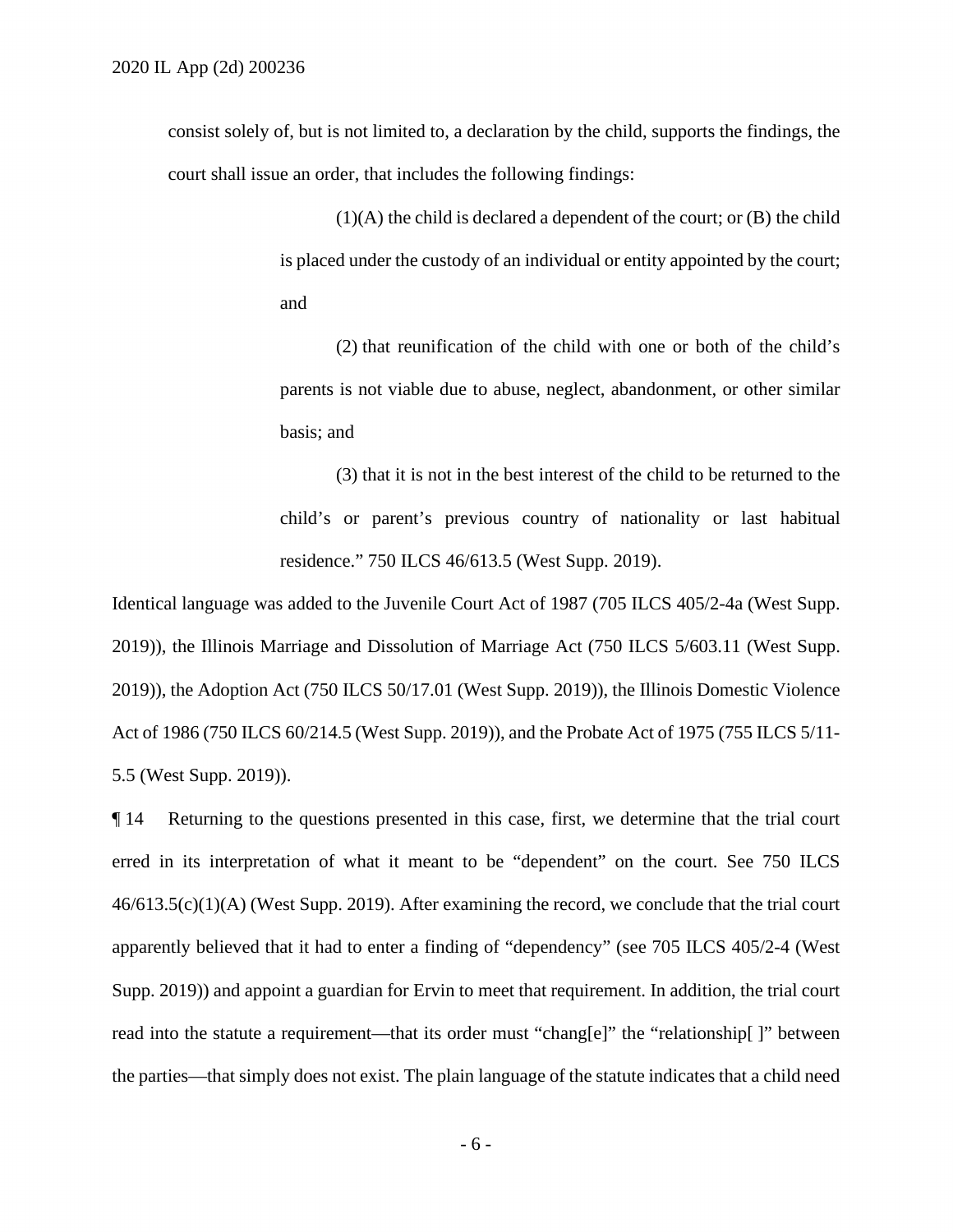consist solely of, but is not limited to, a declaration by the child, supports the findings, the court shall issue an order, that includes the following findings:

> (1)(A) the child is declared a dependent of the court; or (B) the child is placed under the custody of an individual or entity appointed by the court; and
>
> (2) that reunification of the child with one or both of the child's parents is not viable due to abuse, neglect, abandonment, or other similar basis; and
>
> (3) that it is not in the best interest of the child to be returned to the child's or parent's previous country of nationality or last habitual residence." 750 ILCS 46/613.5 (West Supp. 2019).

Identical language was added to the Juvenile Court Act of 1987 (705 ILCS 405/2-4a (West Supp. 2019)), the Illinois Marriage and Dissolution of Marriage Act (750 ILCS 5/603.11 (West Supp. 2019)), the Adoption Act (750 ILCS 50/17.01 (West Supp. 2019)), the Illinois Domestic Violence Act of 1986 (750 ILCS 60/214.5 (West Supp. 2019)), and the Probate Act of 1975 (755 ILCS 5/11-5.5 (West Supp. 2019)).

¶ 14 Returning to the questions presented in this case, first, we determine that the trial court erred in its interpretation of what it meant to be "dependent" on the court. See 750 ILCS 46/613.5(c)(1)(A) (West Supp. 2019). After examining the record, we conclude that the trial court apparently believed that it had to enter a finding of "dependency" (see 705 ILCS 405/2-4 (West Supp. 2019)) and appoint a guardian for Ervin to meet that requirement. In addition, the trial court read into the statute a requirement—that its order must "chang[e]" the "relationship[ ]" between the parties—that simply does not exist. The plain language of the statute indicates that a child need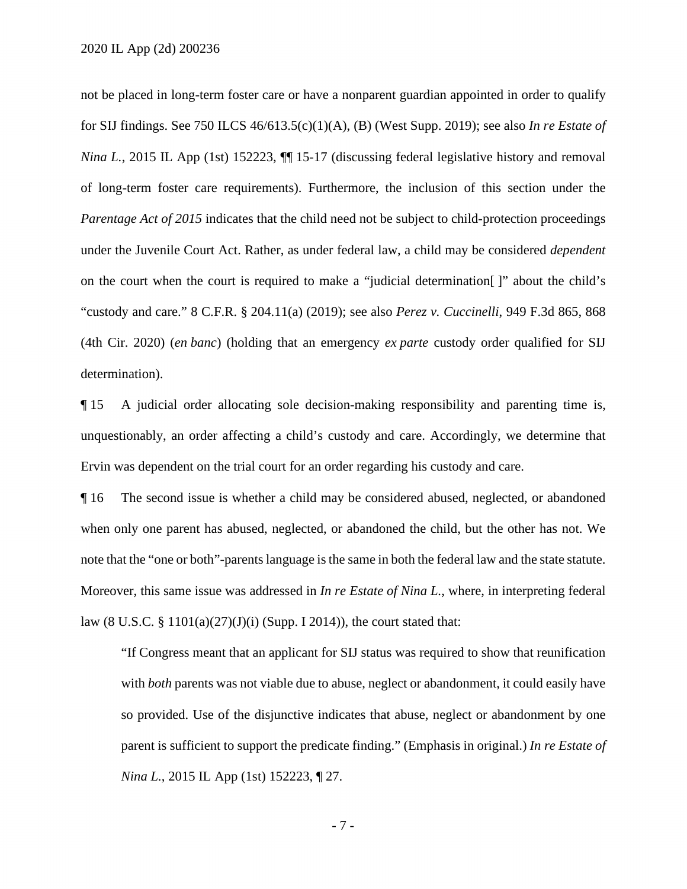not be placed in long-term foster care or have a nonparent guardian appointed in order to qualify for SIJ findings. See 750 ILCS 46/613.5(c)(1)(A), (B) (West Supp. 2019); see also *In re Estate of Nina L.*, 2015 IL App (1st) 152223, ¶¶ 15-17 (discussing federal legislative history and removal of long-term foster care requirements). Furthermore, the inclusion of this section under the *Parentage Act of 2015* indicates that the child need not be subject to child-protection proceedings under the Juvenile Court Act. Rather, as under federal law, a child may be considered *dependent* on the court when the court is required to make a "judicial determination[ ]" about the child's "custody and care." 8 C.F.R. § 204.11(a) (2019); see also *Perez v. Cuccinelli*, 949 F.3d 865, 868 (4th Cir. 2020) (*en banc*) (holding that an emergency *ex parte* custody order qualified for SIJ determination).

¶ 15 A judicial order allocating sole decision-making responsibility and parenting time is, unquestionably, an order affecting a child's custody and care. Accordingly, we determine that Ervin was dependent on the trial court for an order regarding his custody and care.

¶ 16 The second issue is whether a child may be considered abused, neglected, or abandoned when only one parent has abused, neglected, or abandoned the child, but the other has not. We note that the "one or both"-parents language is the same in both the federal law and the state statute. Moreover, this same issue was addressed in *In re Estate of Nina L.*, where, in interpreting federal law (8 U.S.C. § 1101(a)(27)(J)(i) (Supp. I 2014)), the court stated that:

> "If Congress meant that an applicant for SIJ status was required to show that reunification with *both* parents was not viable due to abuse, neglect or abandonment, it could easily have so provided. Use of the disjunctive indicates that abuse, neglect or abandonment by one parent is sufficient to support the predicate finding." (Emphasis in original.) *In re Estate of Nina L.*, 2015 IL App (1st) 152223, ¶ 27.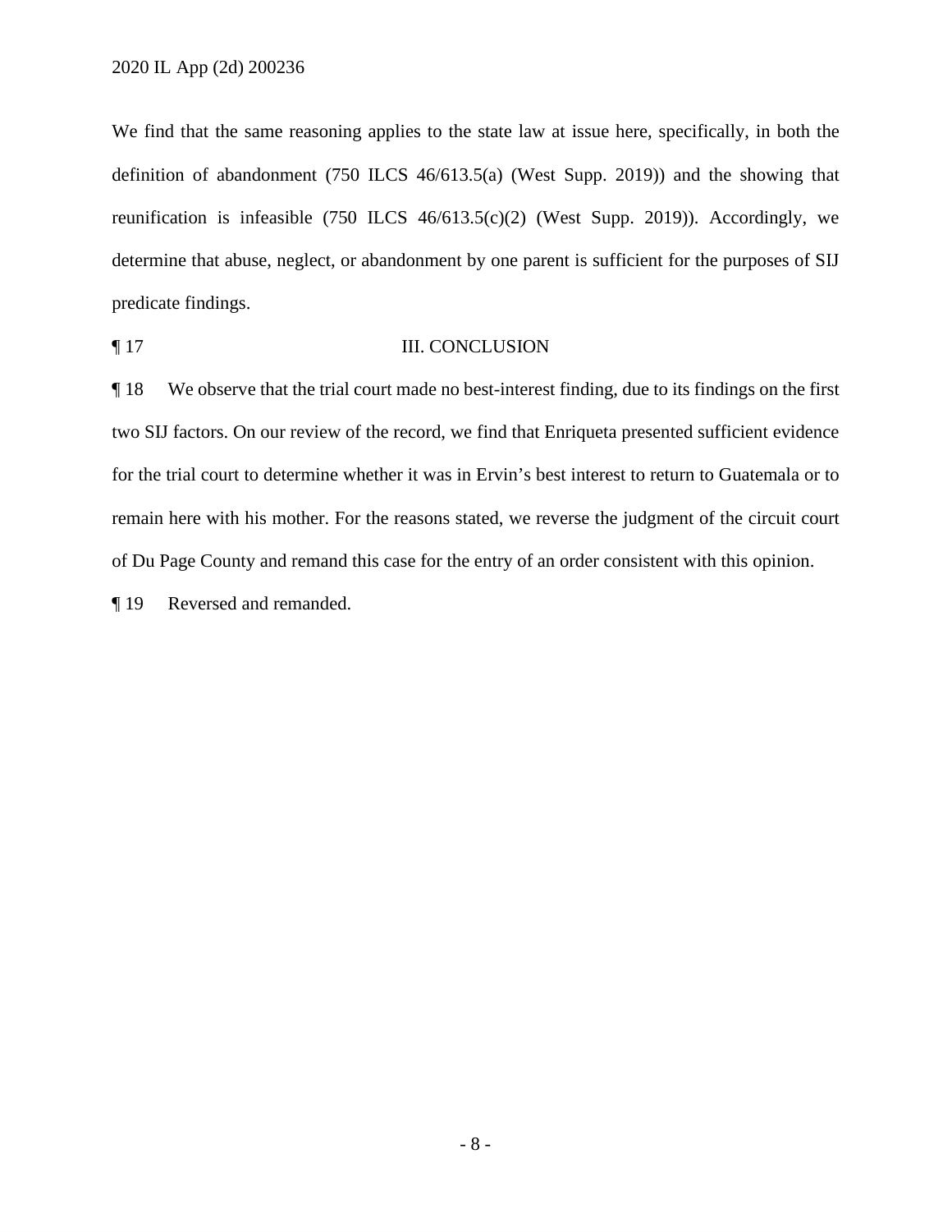We find that the same reasoning applies to the state law at issue here, specifically, in both the definition of abandonment (750 ILCS 46/613.5(a) (West Supp. 2019)) and the showing that reunification is infeasible (750 ILCS 46/613.5(c)(2) (West Supp. 2019)). Accordingly, we determine that abuse, neglect, or abandonment by one parent is sufficient for the purposes of SIJ predicate findings.

¶ 17 III. CONCLUSION

¶ 18 We observe that the trial court made no best-interest finding, due to its findings on the first two SIJ factors. On our review of the record, we find that Enriqueta presented sufficient evidence for the trial court to determine whether it was in Ervin's best interest to return to Guatemala or to remain here with his mother. For the reasons stated, we reverse the judgment of the circuit court of Du Page County and remand this case for the entry of an order consistent with this opinion.

¶ 19 Reversed and remanded.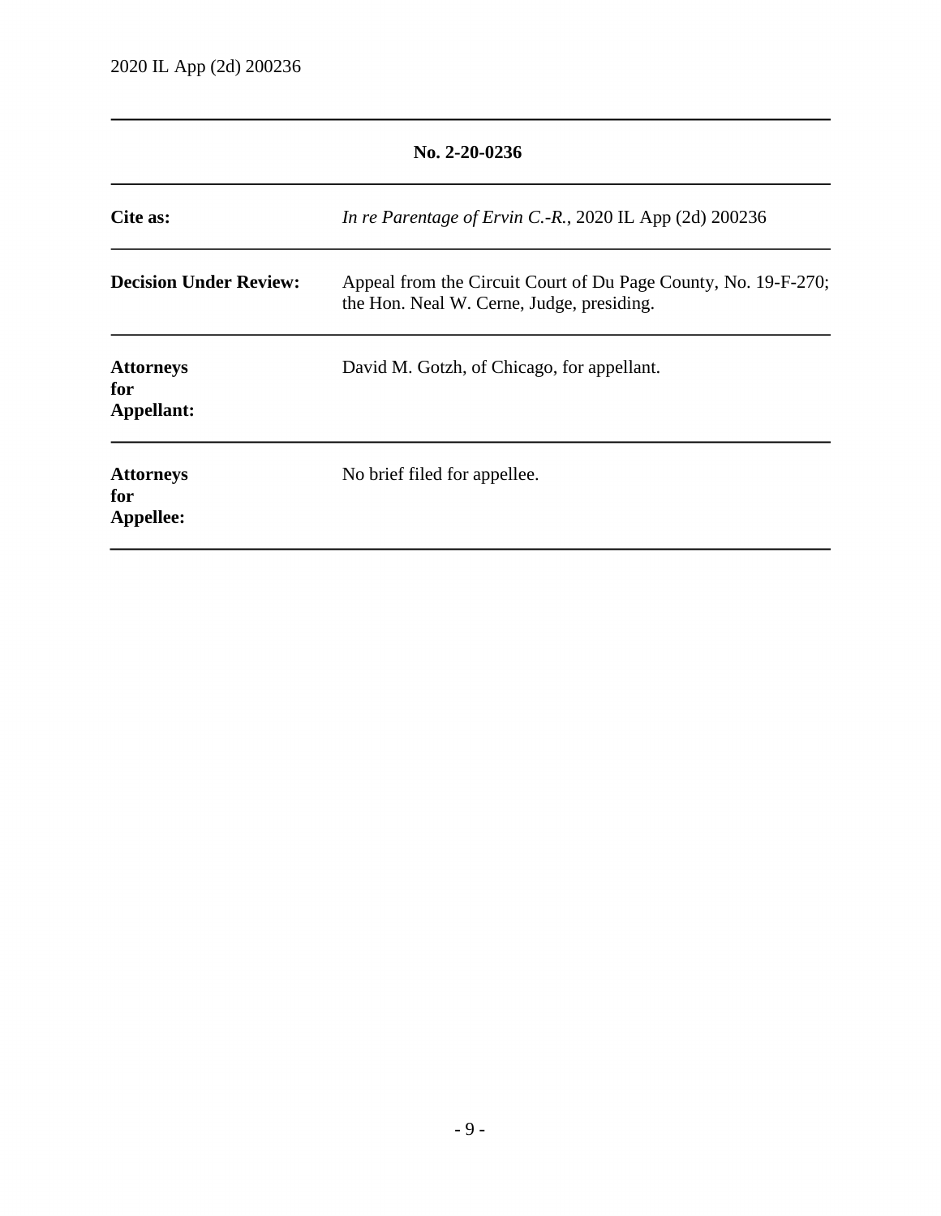**No. 2-20-0236**

| | |
|---|---|
| **Cite as:** | *In re Parentage of Ervin C.-R.*, 2020 IL App (2d) 200236 |
| **Decision Under Review:** | Appeal from the Circuit Court of Du Page County, No. 19-F-270; the Hon. Neal W. Cerne, Judge, presiding. |
| **Attorneys for Appellant:** | David M. Gotzh, of Chicago, for appellant. |
| **Attorneys for Appellee:** | No brief filed for appellee. |